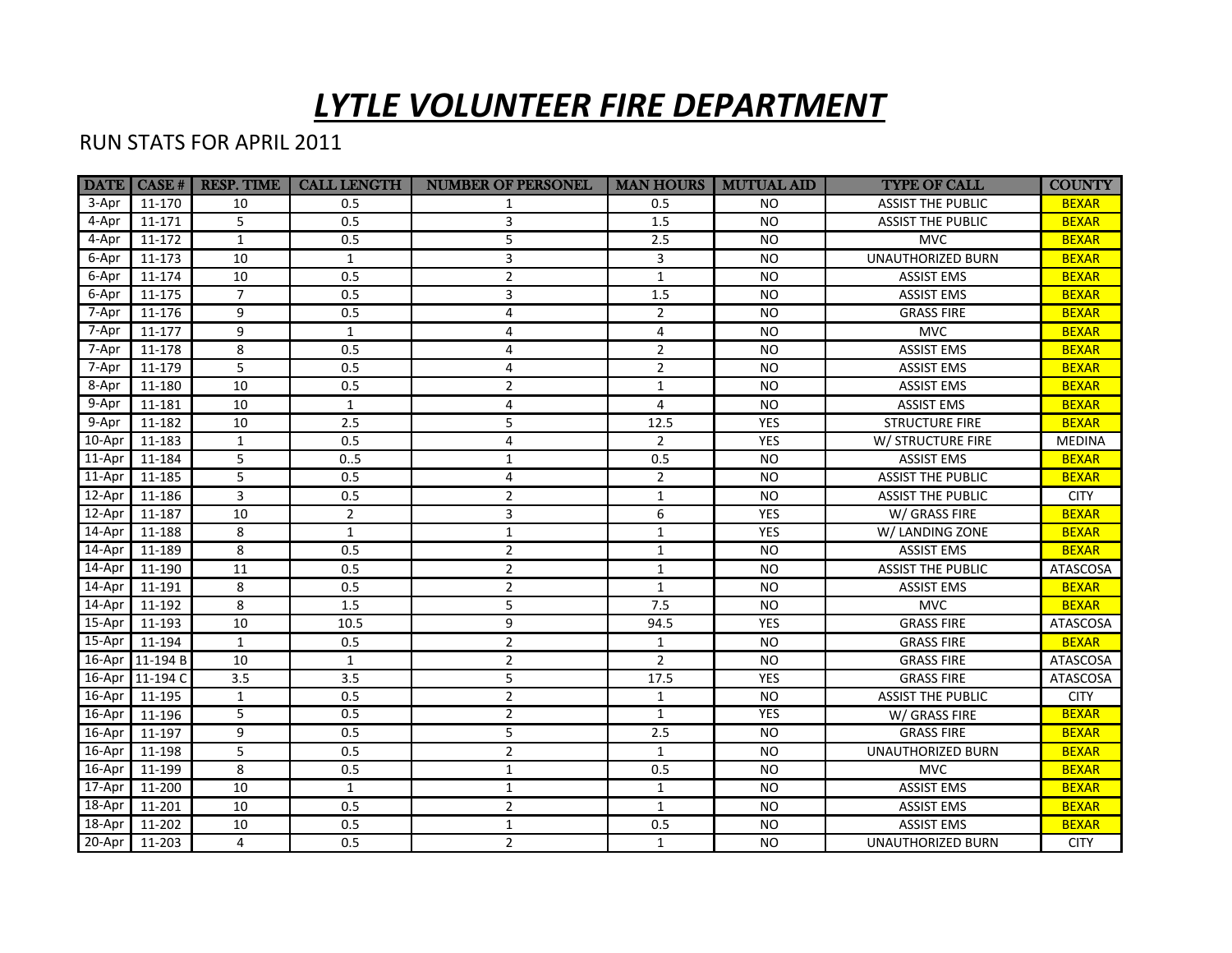# *LYTLE VOLUNTEER FIRE DEPARTMENT*

RUN STATS FOR APRIL 2011

| DATE | CASE # | RESP. TIME | CALL LENGTH | NUMBER OF PERSONEL | MAN HOURS | MUTUAL AID | TYPE OF CALL | COUNTY |
|---|---|---|---|---|---|---|---|---|
| 3-Apr | 11-170 | 10 | 0.5 | 1 | 0.5 | NO | ASSIST THE PUBLIC | BEXAR |
| 4-Apr | 11-171 | 5 | 0.5 | 3 | 1.5 | NO | ASSIST THE PUBLIC | BEXAR |
| 4-Apr | 11-172 | 1 | 0.5 | 5 | 2.5 | NO | MVC | BEXAR |
| 6-Apr | 11-173 | 10 | 1 | 3 | 3 | NO | UNAUTHORIZED BURN | BEXAR |
| 6-Apr | 11-174 | 10 | 0.5 | 2 | 1 | NO | ASSIST EMS | BEXAR |
| 6-Apr | 11-175 | 7 | 0.5 | 3 | 1.5 | NO | ASSIST EMS | BEXAR |
| 7-Apr | 11-176 | 9 | 0.5 | 4 | 2 | NO | GRASS FIRE | BEXAR |
| 7-Apr | 11-177 | 9 | 1 | 4 | 4 | NO | MVC | BEXAR |
| 7-Apr | 11-178 | 8 | 0.5 | 4 | 2 | NO | ASSIST EMS | BEXAR |
| 7-Apr | 11-179 | 5 | 0.5 | 4 | 2 | NO | ASSIST EMS | BEXAR |
| 8-Apr | 11-180 | 10 | 0.5 | 2 | 1 | NO | ASSIST EMS | BEXAR |
| 9-Apr | 11-181 | 10 | 1 | 4 | 4 | NO | ASSIST EMS | BEXAR |
| 9-Apr | 11-182 | 10 | 2.5 | 5 | 12.5 | YES | STRUCTURE FIRE | BEXAR |
| 10-Apr | 11-183 | 1 | 0.5 | 4 | 2 | YES | W/ STRUCTURE FIRE | MEDINA |
| 11-Apr | 11-184 | 5 | 0..5 | 1 | 0.5 | NO | ASSIST EMS | BEXAR |
| 11-Apr | 11-185 | 5 | 0.5 | 4 | 2 | NO | ASSIST THE PUBLIC | BEXAR |
| 12-Apr | 11-186 | 3 | 0.5 | 2 | 1 | NO | ASSIST THE PUBLIC | CITY |
| 12-Apr | 11-187 | 10 | 2 | 3 | 6 | YES | W/ GRASS FIRE | BEXAR |
| 14-Apr | 11-188 | 8 | 1 | 1 | 1 | YES | W/ LANDING ZONE | BEXAR |
| 14-Apr | 11-189 | 8 | 0.5 | 2 | 1 | NO | ASSIST EMS | BEXAR |
| 14-Apr | 11-190 | 11 | 0.5 | 2 | 1 | NO | ASSIST THE PUBLIC | ATASCOSA |
| 14-Apr | 11-191 | 8 | 0.5 | 2 | 1 | NO | ASSIST EMS | BEXAR |
| 14-Apr | 11-192 | 8 | 1.5 | 5 | 7.5 | NO | MVC | BEXAR |
| 15-Apr | 11-193 | 10 | 10.5 | 9 | 94.5 | YES | GRASS FIRE | ATASCOSA |
| 15-Apr | 11-194 | 1 | 0.5 | 2 | 1 | NO | GRASS FIRE | BEXAR |
| 16-Apr | 11-194 B | 10 | 1 | 2 | 2 | NO | GRASS FIRE | ATASCOSA |
| 16-Apr | 11-194 C | 3.5 | 3.5 | 5 | 17.5 | YES | GRASS FIRE | ATASCOSA |
| 16-Apr | 11-195 | 1 | 0.5 | 2 | 1 | NO | ASSIST THE PUBLIC | CITY |
| 16-Apr | 11-196 | 5 | 0.5 | 2 | 1 | YES | W/ GRASS FIRE | BEXAR |
| 16-Apr | 11-197 | 9 | 0.5 | 5 | 2.5 | NO | GRASS FIRE | BEXAR |
| 16-Apr | 11-198 | 5 | 0.5 | 2 | 1 | NO | UNAUTHORIZED BURN | BEXAR |
| 16-Apr | 11-199 | 8 | 0.5 | 1 | 0.5 | NO | MVC | BEXAR |
| 17-Apr | 11-200 | 10 | 1 | 1 | 1 | NO | ASSIST EMS | BEXAR |
| 18-Apr | 11-201 | 10 | 0.5 | 2 | 1 | NO | ASSIST EMS | BEXAR |
| 18-Apr | 11-202 | 10 | 0.5 | 1 | 0.5 | NO | ASSIST EMS | BEXAR |
| 20-Apr | 11-203 | 4 | 0.5 | 2 | 1 | NO | UNAUTHORIZED BURN | CITY |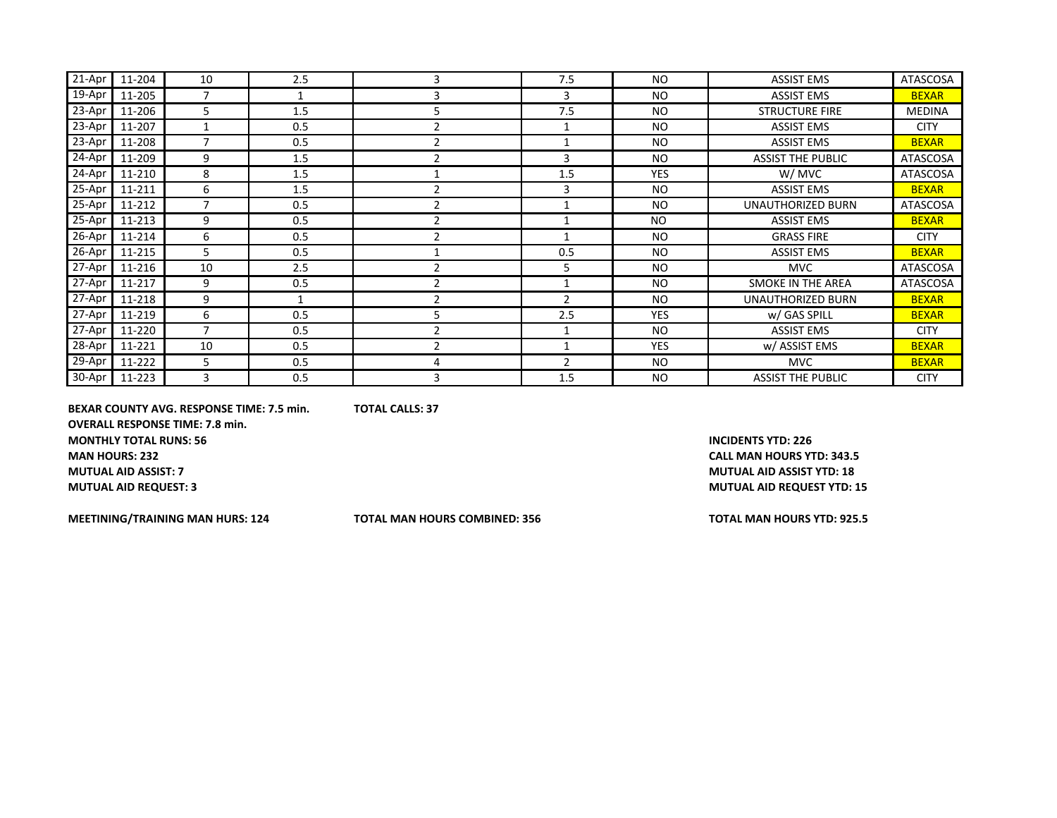| | | | | | | | | |
|---|---|---|---|---|---|---|---|---|
| 21-Apr | 11-204 | 10 | 2.5 | 3 | 7.5 | NO | ASSIST EMS | ATASCOSA |
| 19-Apr | 11-205 | 7 | 1 | 3 | 3 | NO | ASSIST EMS | BEXAR |
| 23-Apr | 11-206 | 5 | 1.5 | 5 | 7.5 | NO | STRUCTURE FIRE | MEDINA |
| 23-Apr | 11-207 | 1 | 0.5 | 2 | 1 | NO | ASSIST EMS | CITY |
| 23-Apr | 11-208 | 7 | 0.5 | 2 | 1 | NO | ASSIST EMS | BEXAR |
| 24-Apr | 11-209 | 9 | 1.5 | 2 | 3 | NO | ASSIST THE PUBLIC | ATASCOSA |
| 24-Apr | 11-210 | 8 | 1.5 | 1 | 1.5 | YES | W/ MVC | ATASCOSA |
| 25-Apr | 11-211 | 6 | 1.5 | 2 | 3 | NO | ASSIST EMS | BEXAR |
| 25-Apr | 11-212 | 7 | 0.5 | 2 | 1 | NO | UNAUTHORIZED BURN | ATASCOSA |
| 25-Apr | 11-213 | 9 | 0.5 | 2 | 1 | NO | ASSIST EMS | BEXAR |
| 26-Apr | 11-214 | 6 | 0.5 | 2 | 1 | NO | GRASS FIRE | CITY |
| 26-Apr | 11-215 | 5 | 0.5 | 1 | 0.5 | NO | ASSIST EMS | BEXAR |
| 27-Apr | 11-216 | 10 | 2.5 | 2 | 5 | NO | MVC | ATASCOSA |
| 27-Apr | 11-217 | 9 | 0.5 | 2 | 1 | NO | SMOKE IN THE AREA | ATASCOSA |
| 27-Apr | 11-218 | 9 | 1 | 2 | 2 | NO | UNAUTHORIZED BURN | BEXAR |
| 27-Apr | 11-219 | 6 | 0.5 | 5 | 2.5 | YES | w/ GAS SPILL | BEXAR |
| 27-Apr | 11-220 | 7 | 0.5 | 2 | 1 | NO | ASSIST EMS | CITY |
| 28-Apr | 11-221 | 10 | 0.5 | 2 | 1 | YES | w/ ASSIST EMS | BEXAR |
| 29-Apr | 11-222 | 5 | 0.5 | 4 | 2 | NO | MVC | BEXAR |
| 30-Apr | 11-223 | 3 | 0.5 | 3 | 1.5 | NO | ASSIST THE PUBLIC | CITY |

**BEXAR COUNTY AVG. RESPONSE TIME: 7.5 min.**

**TOTAL CALLS: 37**

**OVERALL RESPONSE TIME: 7.8 min.**

**MONTHLY TOTAL RUNS: 56**

**MAN HOURS: 232**

**MUTUAL AID ASSIST: 7**

**MUTUAL AID REQUEST: 3**

**INCIDENTS YTD: 226**

**CALL MAN HOURS YTD: 343.5**

**MUTUAL AID ASSIST YTD: 18**

**MUTUAL AID REQUEST YTD: 15**

**MEETINING/TRAINING MAN HURS: 124**

**TOTAL MAN HOURS COMBINED: 356**

**TOTAL MAN HOURS YTD: 925.5**